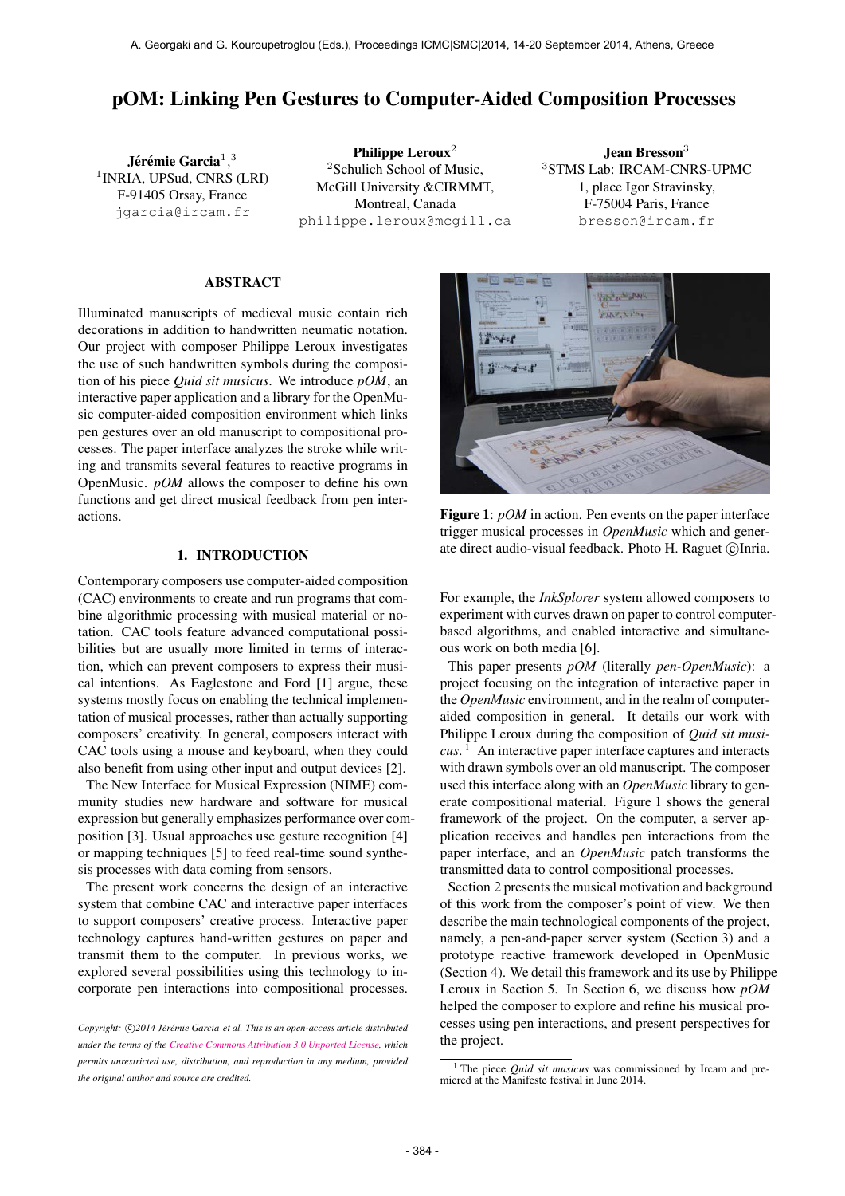// A. Georgaki and G. Kouroupetroglou (Eds.), Proceedings ICMC|SMC|2014, 14-20 September 2014, Athens, Greece — this is a running header; omit.

# pOM: Linking Pen Gestures to Computer-Aided Composition Processes

**Jérémie Garcia**[1,3]
[1]INRIA, UPSud, CNRS (LRI)
F-91405 Orsay, France
jgarcia@ircam.fr

**Philippe Leroux**[2]
[2]Schulich School of Music,
McGill University &CIRMMT,
Montreal, Canada
philippe.leroux@mcgill.ca

**Jean Bresson**[3]
[3]STMS Lab: IRCAM-CNRS-UPMC
1, place Igor Stravinsky,
F-75004 Paris, France
bresson@ircam.fr

## ABSTRACT

Illuminated manuscripts of medieval music contain rich decorations in addition to handwritten neumatic notation. Our project with composer Philippe Leroux investigates the use of such handwritten symbols during the composition of his piece *Quid sit musicus*. We introduce *pOM*, an interactive paper application and a library for the OpenMusic computer-aided composition environment which links pen gestures over an old manuscript to compositional processes. The paper interface analyzes the stroke while writing and transmits several features to reactive programs in OpenMusic. *pOM* allows the composer to define his own functions and get direct musical feedback from pen interactions.

## 1. INTRODUCTION

Contemporary composers use computer-aided composition (CAC) environments to create and run programs that combine algorithmic processing with musical material or notation. CAC tools feature advanced computational possibilities but are usually more limited in terms of interaction, which can prevent composers to express their musical intentions. As Eaglestone and Ford [1] argue, these systems mostly focus on enabling the technical implementation of musical processes, rather than actually supporting composers' creativity. In general, composers interact with CAC tools using a mouse and keyboard, when they could also benefit from using other input and output devices [2].

The New Interface for Musical Expression (NIME) community studies new hardware and software for musical expression but generally emphasizes performance over composition [3]. Usual approaches use gesture recognition [4] or mapping techniques [5] to feed real-time sound synthesis processes with data coming from sensors.

The present work concerns the design of an interactive system that combine CAC and interactive paper interfaces to support composers' creative process. Interactive paper technology captures hand-written gestures on paper and transmit them to the computer. In previous works, we explored several possibilities using this technology to incorporate pen interactions into compositional processes.

*Copyright: ©2014 Jérémie Garcia et al. This is an open-access article distributed under the terms of the Creative Commons Attribution 3.0 Unported License, which permits unrestricted use, distribution, and reproduction in any medium, provided the original author and source are credited.*

**Figure 1**: *pOM* in action. Pen events on the paper interface trigger musical processes in *OpenMusic* which and generate direct audio-visual feedback. Photo H. Raguet ©Inria.

For example, the *InkSplorer* system allowed composers to experiment with curves drawn on paper to control computer-based algorithms, and enabled interactive and simultaneous work on both media [6].

This paper presents *pOM* (literally *pen-OpenMusic*): a project focusing on the integration of interactive paper in the *OpenMusic* environment, and in the realm of computer-aided composition in general. It details our work with Philippe Leroux during the composition of *Quid sit musicus*. [1] An interactive paper interface captures and interacts with drawn symbols over an old manuscript. The composer used this interface along with an *OpenMusic* library to generate compositional material. Figure 1 shows the general framework of the project. On the computer, a server application receives and handles pen interactions from the paper interface, and an *OpenMusic* patch transforms the transmitted data to control compositional processes.

Section 2 presents the musical motivation and background of this work from the composer's point of view. We then describe the main technological components of the project, namely, a pen-and-paper server system (Section 3) and a prototype reactive framework developed in OpenMusic (Section 4). We detail this framework and its use by Philippe Leroux in Section 5. In Section 6, we discuss how *pOM* helped the composer to explore and refine his musical processes using pen interactions, and present perspectives for the project.

[1] The piece *Quid sit musicus* was commissioned by Ircam and premiered at the Manifeste festival in June 2014.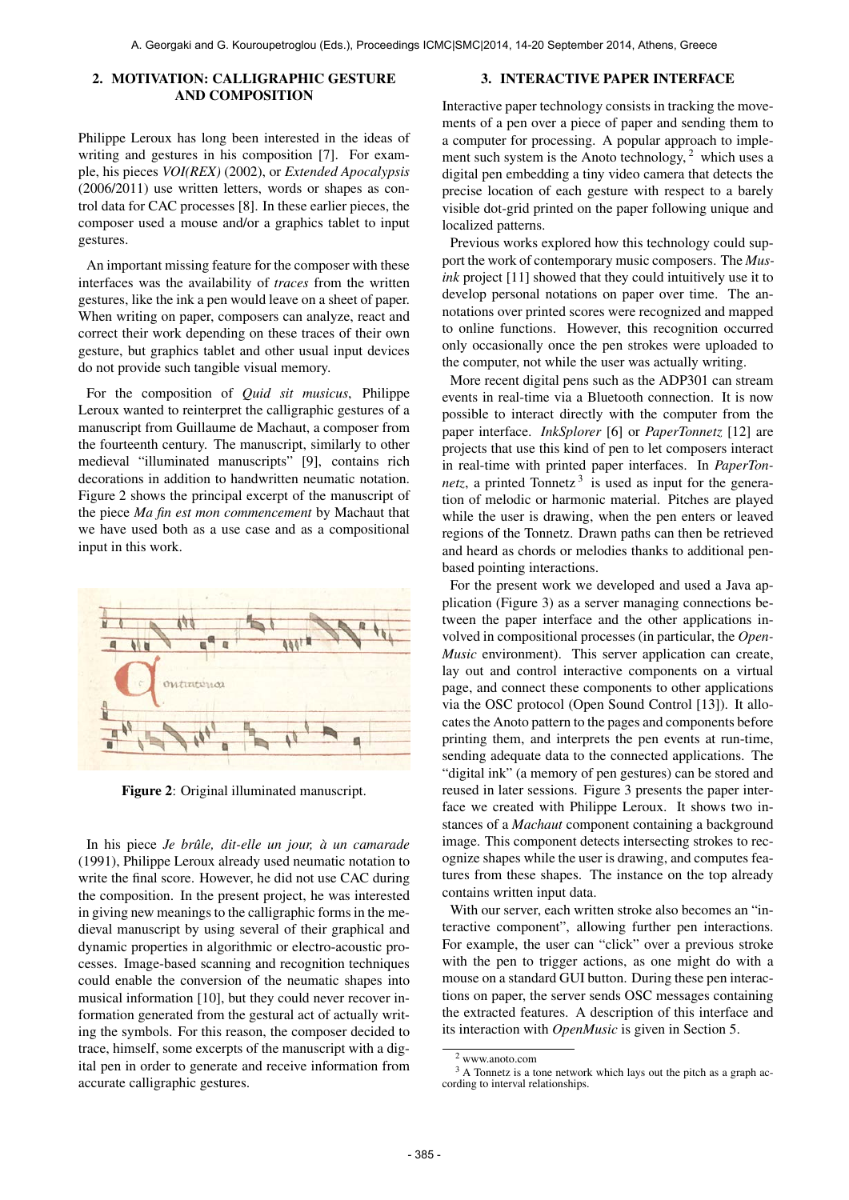## 2. MOTIVATION: CALLIGRAPHIC GESTURE AND COMPOSITION

Philippe Leroux has long been interested in the ideas of writing and gestures in his composition [7]. For example, his pieces *VOI(REX)* (2002), or *Extended Apocalypsis* (2006/2011) use written letters, words or shapes as control data for CAC processes [8]. In these earlier pieces, the composer used a mouse and/or a graphics tablet to input gestures.

An important missing feature for the composer with these interfaces was the availability of *traces* from the written gestures, like the ink a pen would leave on a sheet of paper. When writing on paper, composers can analyze, react and correct their work depending on these traces of their own gesture, but graphics tablet and other usual input devices do not provide such tangible visual memory.

For the composition of *Quid sit musicus*, Philippe Leroux wanted to reinterpret the calligraphic gestures of a manuscript from Guillaume de Machaut, a composer from the fourteenth century. The manuscript, similarly to other medieval "illuminated manuscripts" [9], contains rich decorations in addition to handwritten neumatic notation. Figure 2 shows the principal excerpt of the manuscript of the piece *Ma fin est mon commencement* by Machaut that we have used both as a use case and as a compositional input in this work.

**Figure 2**: Original illuminated manuscript.

In his piece *Je brûle, dit-elle un jour, à un camarade* (1991), Philippe Leroux already used neumatic notation to write the final score. However, he did not use CAC during the composition. In the present project, he was interested in giving new meanings to the calligraphic forms in the medieval manuscript by using several of their graphical and dynamic properties in algorithmic or electro-acoustic processes. Image-based scanning and recognition techniques could enable the conversion of the neumatic shapes into musical information [10], but they could never recover information generated from the gestural act of actually writing the symbols. For this reason, the composer decided to trace, himself, some excerpts of the manuscript with a digital pen in order to generate and receive information from accurate calligraphic gestures.

## 3. INTERACTIVE PAPER INTERFACE

Interactive paper technology consists in tracking the movements of a pen over a piece of paper and sending them to a computer for processing. A popular approach to implement such system is the Anoto technology,[2] which uses a digital pen embedding a tiny video camera that detects the precise location of each gesture with respect to a barely visible dot-grid printed on the paper following unique and localized patterns.

Previous works explored how this technology could support the work of contemporary music composers. The *Musink* project [11] showed that they could intuitively use it to develop personal notations on paper over time. The annotations over printed scores were recognized and mapped to online functions. However, this recognition occurred only occasionally once the pen strokes were uploaded to the computer, not while the user was actually writing.

More recent digital pens such as the ADP301 can stream events in real-time via a Bluetooth connection. It is now possible to interact directly with the computer from the paper interface. *InkSplorer* [6] or *PaperTonnetz* [12] are projects that use this kind of pen to let composers interact in real-time with printed paper interfaces. In *PaperTonnetz*, a printed Tonnetz[3] is used as input for the generation of melodic or harmonic material. Pitches are played while the user is drawing, when the pen enters or leaved regions of the Tonnetz. Drawn paths can then be retrieved and heard as chords or melodies thanks to additional pen-based pointing interactions.

For the present work we developed and used a Java application (Figure 3) as a server managing connections between the paper interface and the other applications involved in compositional processes (in particular, the *OpenMusic* environment). This server application can create, lay out and control interactive components on a virtual page, and connect these components to other applications via the OSC protocol (Open Sound Control [13]). It allocates the Anoto pattern to the pages and components before printing them, and interprets the pen events at run-time, sending adequate data to the connected applications. The "digital ink" (a memory of pen gestures) can be stored and reused in later sessions. Figure 3 presents the paper interface we created with Philippe Leroux. It shows two instances of a *Machaut* component containing a background image. This component detects intersecting strokes to recognize shapes while the user is drawing, and computes features from these shapes. The instance on the top already contains written input data.

With our server, each written stroke also becomes an "interactive component", allowing further pen interactions. For example, the user can "click" over a previous stroke with the pen to trigger actions, as one might do with a mouse on a standard GUI button. During these pen interactions on paper, the server sends OSC messages containing the extracted features. A description of this interface and its interaction with *OpenMusic* is given in Section 5.

[2] www.anoto.com

[3] A Tonnetz is a tone network which lays out the pitch as a graph according to interval relationships.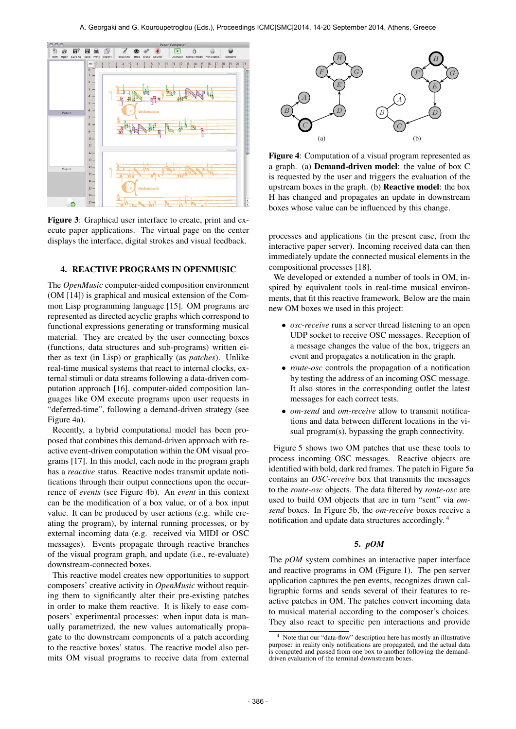**Figure 3**: Graphical user interface to create, print and execute paper applications. The virtual page on the center displays the interface, digital strokes and visual feedback.

**Figure 4**: Computation of a visual program represented as a graph. (a) **Demand-driven model**: the value of box C is requested by the user and triggers the evaluation of the upstream boxes in the graph. (b) **Reactive model**: the box H has changed and propagates an update in downstream boxes whose value can be influenced by this change.

## 4. REACTIVE PROGRAMS IN OPENMUSIC

The *OpenMusic* computer-aided composition environment (OM [14]) is graphical and musical extension of the Common Lisp programming language [15]. OM programs are represented as directed acyclic graphs which correspond to functional expressions generating or transforming musical material. They are created by the user connecting boxes (functions, data structures and sub-programs) written either as text (in Lisp) or graphically (as *patches*). Unlike real-time musical systems that react to internal clocks, external stimuli or data streams following a data-driven computation approach [16], computer-aided composition languages like OM execute programs upon user requests in "deferred-time", following a demand-driven strategy (see Figure 4a).

Recently, a hybrid computational model has been proposed that combines this demand-driven approach with reactive event-driven computation within the OM visual programs [17]. In this model, each node in the program graph has a *reactive* status. Reactive nodes transmit update notifications through their output connections upon the occurrence of *events* (see Figure 4b). An *event* in this context can be the modification of a box value, or of a box input value. It can be produced by user actions (e.g. while creating the program), by internal running processes, or by external incoming data (e.g. received via MIDI or OSC messages). Events propagate through reactive branches of the visual program graph, and update (i.e., re-evaluate) downstream-connected boxes.

This reactive model creates new opportunities to support composers' creative activity in *OpenMusic* without requiring them to significantly alter their pre-existing patches in order to make them reactive. It is likely to ease composers' experimental processes: when input data is manually parametrized, the new values automatically propagate to the downstream components of a patch according to the reactive boxes' status. The reactive model also permits OM visual programs to receive data from external processes and applications (in the present case, from the interactive paper server). Incoming received data can then immediately update the connected musical elements in the compositional processes [18].

We developed or extended a number of tools in OM, inspired by equivalent tools in real-time musical environments, that fit this reactive framework. Below are the main new OM boxes we used in this project:

- *osc-receive* runs a server thread listening to an open UDP socket to receive OSC messages. Reception of a message changes the value of the box, triggers an event and propagates a notification in the graph.
- *route-osc* controls the propagation of a notification by testing the address of an incoming OSC message. It also stores in the corresponding outlet the latest messages for each correct tests.
- *om-send* and *om-receive* allow to transmit notifications and data between different locations in the visual program(s), bypassing the graph connectivity.

Figure 5 shows two OM patches that use these tools to process incoming OSC messages. Reactive objects are identified with bold, dark red frames. The patch in Figure 5a contains an *OSC-receive* box that transmits the messages to the *route-osc* objects. The data filtered by *route-osc* are used to build OM objects that are in turn "sent" via *om-send* boxes. In Figure 5b, the *om-receive* boxes receive a notification and update data structures accordingly. [4]

## 5. *pOM*

The *pOM* system combines an interactive paper interface and reactive programs in OM (Figure 1). The pen server application captures the pen events, recognizes drawn calligraphic forms and sends several of their features to reactive patches in OM. The patches convert incoming data to musical material according to the composer's choices. They also react to specific pen interactions and provide

[4] Note that our "data-flow" description here has mostly an illustrative purpose: in reality only notifications are propagated, and the actual data is computed and passed from one box to another following the demand-driven evaluation of the terminal downstream boxes.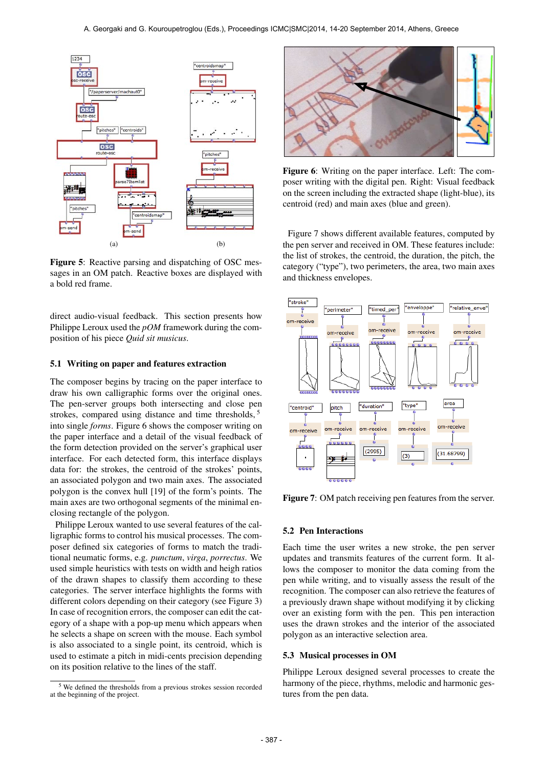**Figure 5**: Reactive parsing and dispatching of OSC messages in an OM patch. Reactive boxes are displayed with a bold red frame.

direct audio-visual feedback. This section presents how Philippe Leroux used the *pOM* framework during the composition of his piece *Quid sit musicus*.

### 5.1 Writing on paper and features extraction

The composer begins by tracing on the paper interface to draw his own calligraphic forms over the original ones. The pen-server groups both intersecting and close pen strokes, compared using distance and time thresholds,[5] into single *forms*. Figure 6 shows the composer writing on the paper interface and a detail of the visual feedback of the form detection provided on the server's graphical user interface. For each detected form, this interface displays data for: the strokes, the centroid of the strokes' points, an associated polygon and two main axes. The associated polygon is the convex hull [19] of the form's points. The main axes are two orthogonal segments of the minimal enclosing rectangle of the polygon.

Philippe Leroux wanted to use several features of the calligraphic forms to control his musical processes. The composer defined six categories of forms to match the traditional neumatic forms, e.g. *punctum*, *virga*, *porrectus*. We used simple heuristics with tests on width and heigh ratios of the drawn shapes to classify them according to these categories. The server interface highlights the forms with different colors depending on their category (see Figure 3) In case of recognition errors, the composer can edit the category of a shape with a pop-up menu which appears when he selects a shape on screen with the mouse. Each symbol is also associated to a single point, its centroid, which is used to estimate a pitch in midi-cents precision depending on its position relative to the lines of the staff.

[5] We defined the thresholds from a previous strokes session recorded at the beginning of the project.

**Figure 6**: Writing on the paper interface. Left: The composer writing with the digital pen. Right: Visual feedback on the screen including the extracted shape (light-blue), its centroid (red) and main axes (blue and green).

Figure 7 shows different available features, computed by the pen server and received in OM. These features include: the list of strokes, the centroid, the duration, the pitch, the category ("type"), two perimeters, the area, two main axes and thickness envelopes.

**Figure 7**: OM patch receiving pen features from the server.

### 5.2 Pen Interactions

Each time the user writes a new stroke, the pen server updates and transmits features of the current form. It allows the composer to monitor the data coming from the pen while writing, and to visually assess the result of the recognition. The composer can also retrieve the features of a previously drawn shape without modifying it by clicking over an existing form with the pen. This pen interaction uses the drawn strokes and the interior of the associated polygon as an interactive selection area.

### 5.3 Musical processes in OM

Philippe Leroux designed several processes to create the harmony of the piece, rhythms, melodic and harmonic gestures from the pen data.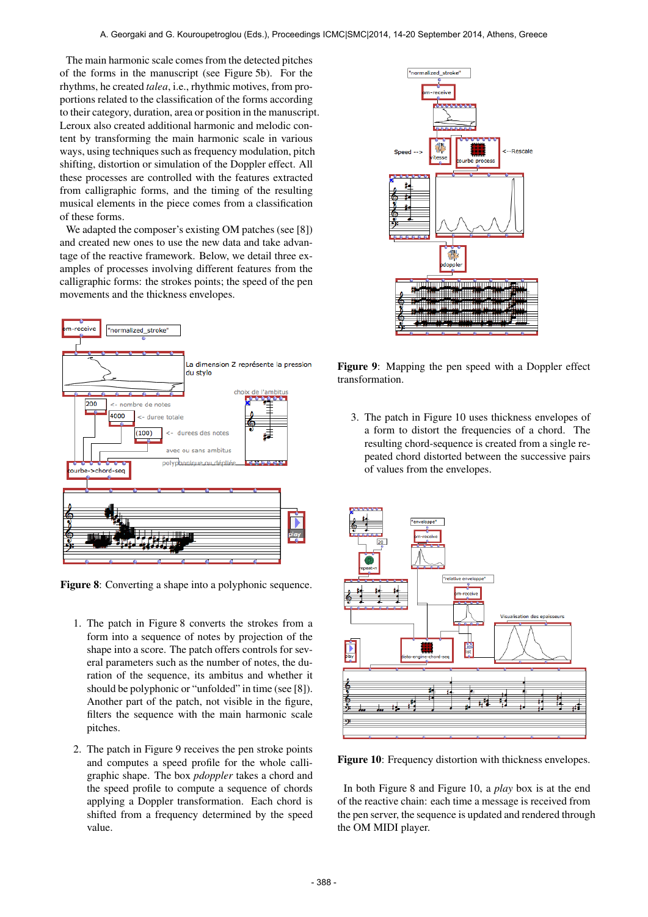The main harmonic scale comes from the detected pitches of the forms in the manuscript (see Figure 5b). For the rhythms, he created *talea*, i.e., rhythmic motives, from proportions related to the classification of the forms according to their category, duration, area or position in the manuscript. Leroux also created additional harmonic and melodic content by transforming the main harmonic scale in various ways, using techniques such as frequency modulation, pitch shifting, distortion or simulation of the Doppler effect. All these processes are controlled with the features extracted from calligraphic forms, and the timing of the resulting musical elements in the piece comes from a classification of these forms.

We adapted the composer's existing OM patches (see [8]) and created new ones to use the new data and take advantage of the reactive framework. Below, we detail three examples of processes involving different features from the calligraphic forms: the strokes points; the speed of the pen movements and the thickness envelopes.

**Figure 8**: Converting a shape into a polyphonic sequence.

1. The patch in Figure 8 converts the strokes from a form into a sequence of notes by projection of the shape into a score. The patch offers controls for several parameters such as the number of notes, the duration of the sequence, its ambitus and whether it should be polyphonic or "unfolded" in time (see [8]). Another part of the patch, not visible in the figure, filters the sequence with the main harmonic scale pitches.

2. The patch in Figure 9 receives the pen stroke points and computes a speed profile for the whole calligraphic shape. The box *pdoppler* takes a chord and the speed profile to compute a sequence of chords applying a Doppler transformation. Each chord is shifted from a frequency determined by the speed value.

**Figure 9**: Mapping the pen speed with a Doppler effect transformation.

3. The patch in Figure 10 uses thickness envelopes of a form to distort the frequencies of a chord. The resulting chord-sequence is created from a single repeated chord distorted between the successive pairs of values from the envelopes.

**Figure 10**: Frequency distortion with thickness envelopes.

In both Figure 8 and Figure 10, a *play* box is at the end of the reactive chain: each time a message is received from the pen server, the sequence is updated and rendered through the OM MIDI player.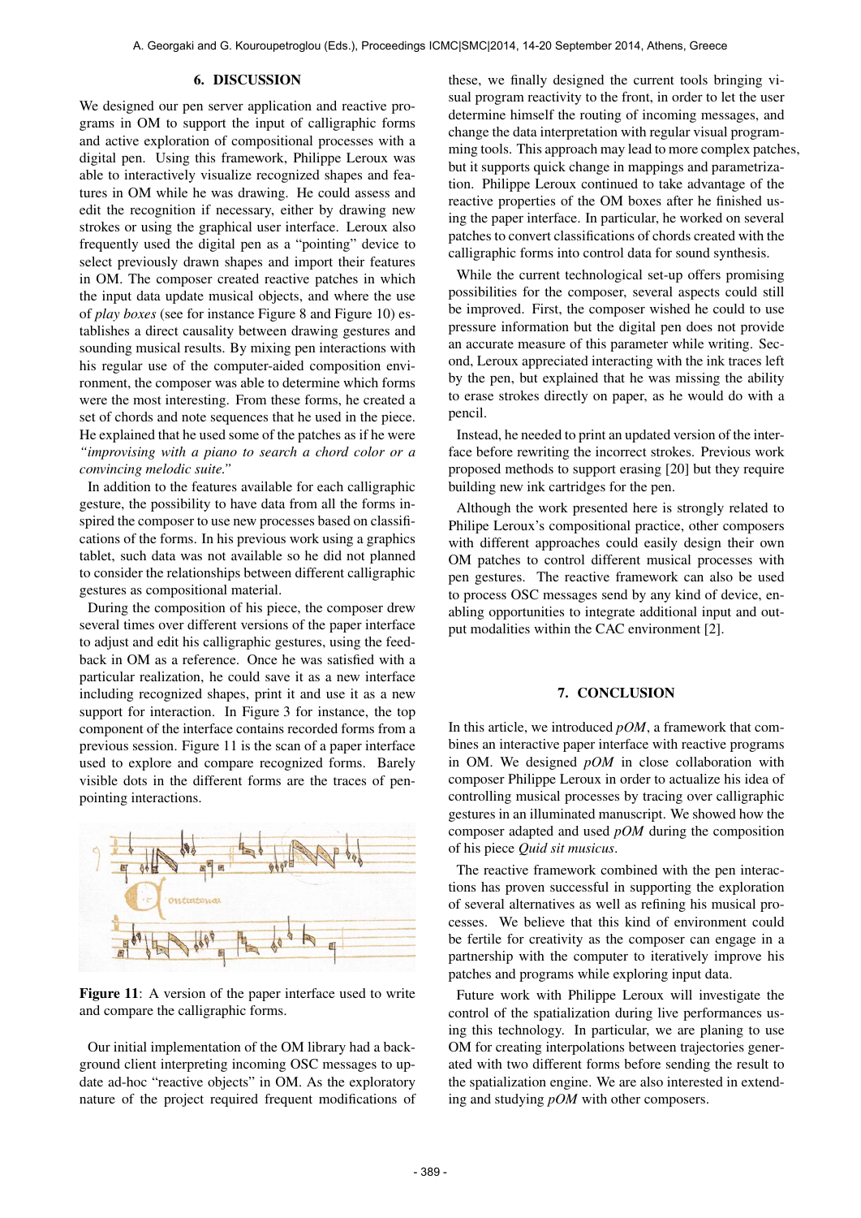## 6. DISCUSSION

We designed our pen server application and reactive programs in OM to support the input of calligraphic forms and active exploration of compositional processes with a digital pen. Using this framework, Philippe Leroux was able to interactively visualize recognized shapes and features in OM while he was drawing. He could assess and edit the recognition if necessary, either by drawing new strokes or using the graphical user interface. Leroux also frequently used the digital pen as a "pointing" device to select previously drawn shapes and import their features in OM. The composer created reactive patches in which the input data update musical objects, and where the use of *play boxes* (see for instance Figure 8 and Figure 10) establishes a direct causality between drawing gestures and sounding musical results. By mixing pen interactions with his regular use of the computer-aided composition environment, the composer was able to determine which forms were the most interesting. From these forms, he created a set of chords and note sequences that he used in the piece. He explained that he used some of the patches as if he were *"improvising with a piano to search a chord color or a convincing melodic suite."*

In addition to the features available for each calligraphic gesture, the possibility to have data from all the forms inspired the composer to use new processes based on classifications of the forms. In his previous work using a graphics tablet, such data was not available so he did not planned to consider the relationships between different calligraphic gestures as compositional material.

During the composition of his piece, the composer drew several times over different versions of the paper interface to adjust and edit his calligraphic gestures, using the feedback in OM as a reference. Once he was satisfied with a particular realization, he could save it as a new interface including recognized shapes, print it and use it as a new support for interaction. In Figure 3 for instance, the top component of the interface contains recorded forms from a previous session. Figure 11 is the scan of a paper interface used to explore and compare recognized forms. Barely visible dots in the different forms are the traces of pen-pointing interactions.

**Figure 11**: A version of the paper interface used to write and compare the calligraphic forms.

Our initial implementation of the OM library had a background client interpreting incoming OSC messages to update ad-hoc "reactive objects" in OM. As the exploratory nature of the project required frequent modifications of these, we finally designed the current tools bringing visual program reactivity to the front, in order to let the user determine himself the routing of incoming messages, and change the data interpretation with regular visual programming tools. This approach may lead to more complex patches, but it supports quick change in mappings and parametrization. Philippe Leroux continued to take advantage of the reactive properties of the OM boxes after he finished using the paper interface. In particular, he worked on several patches to convert classifications of chords created with the calligraphic forms into control data for sound synthesis.

While the current technological set-up offers promising possibilities for the composer, several aspects could still be improved. First, the composer wished he could to use pressure information but the digital pen does not provide an accurate measure of this parameter while writing. Second, Leroux appreciated interacting with the ink traces left by the pen, but explained that he was missing the ability to erase strokes directly on paper, as he would do with a pencil.

Instead, he needed to print an updated version of the interface before rewriting the incorrect strokes. Previous work proposed methods to support erasing [20] but they require building new ink cartridges for the pen.

Although the work presented here is strongly related to Philipe Leroux's compositional practice, other composers with different approaches could easily design their own OM patches to control different musical processes with pen gestures. The reactive framework can also be used to process OSC messages send by any kind of device, enabling opportunities to integrate additional input and output modalities within the CAC environment [2].

## 7. CONCLUSION

In this article, we introduced *pOM*, a framework that combines an interactive paper interface with reactive programs in OM. We designed *pOM* in close collaboration with composer Philippe Leroux in order to actualize his idea of controlling musical processes by tracing over calligraphic gestures in an illuminated manuscript. We showed how the composer adapted and used *pOM* during the composition of his piece *Quid sit musicus*.

The reactive framework combined with the pen interactions has proven successful in supporting the exploration of several alternatives as well as refining his musical processes. We believe that this kind of environment could be fertile for creativity as the composer can engage in a partnership with the computer to iteratively improve his patches and programs while exploring input data.

Future work with Philippe Leroux will investigate the control of the spatialization during live performances using this technology. In particular, we are planing to use OM for creating interpolations between trajectories generated with two different forms before sending the result to the spatialization engine. We are also interested in extending and studying *pOM* with other composers.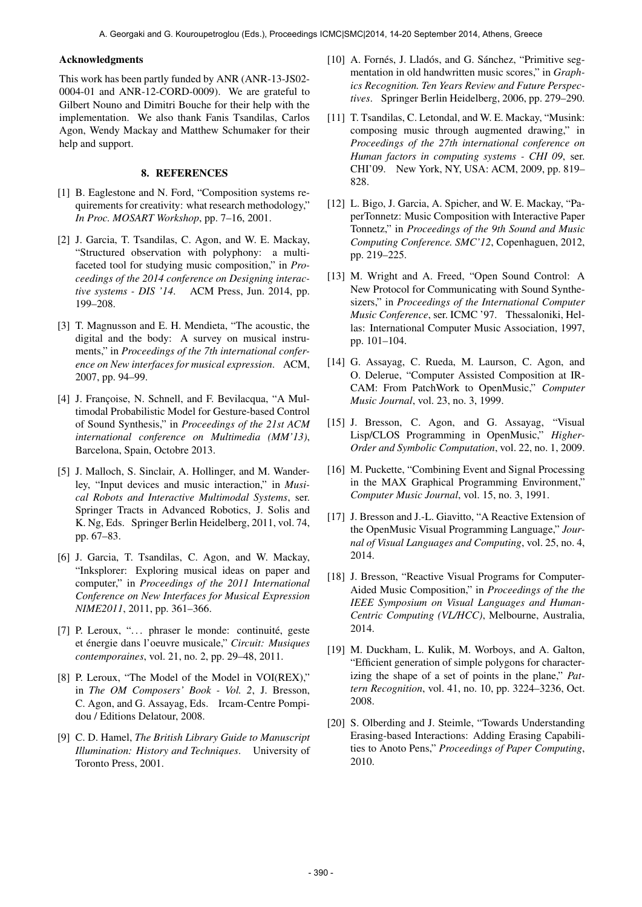### Acknowledgments

This work has been partly funded by ANR (ANR-13-JS02-0004-01 and ANR-12-CORD-0009). We are grateful to Gilbert Nouno and Dimitri Bouche for their help with the implementation. We also thank Fanis Tsandilas, Carlos Agon, Wendy Mackay and Matthew Schumaker for their help and support.

## 8. REFERENCES

[1] B. Eaglestone and N. Ford, "Composition systems requirements for creativity: what research methodology," *In Proc. MOSART Workshop*, pp. 7–16, 2001.

[2] J. Garcia, T. Tsandilas, C. Agon, and W. E. Mackay, "Structured observation with polyphony: a multifaceted tool for studying music composition," in *Proceedings of the 2014 conference on Designing interactive systems - DIS '14*. ACM Press, Jun. 2014, pp. 199–208.

[3] T. Magnusson and E. H. Mendieta, "The acoustic, the digital and the body: A survey on musical instruments," in *Proceedings of the 7th international conference on New interfaces for musical expression*. ACM, 2007, pp. 94–99.

[4] J. Françoise, N. Schnell, and F. Bevilacqua, "A Multimodal Probabilistic Model for Gesture-based Control of Sound Synthesis," in *Proceedings of the 21st ACM international conference on Multimedia (MM'13)*, Barcelona, Spain, Octobre 2013.

[5] J. Malloch, S. Sinclair, A. Hollinger, and M. Wanderley, "Input devices and music interaction," in *Musical Robots and Interactive Multimodal Systems*, ser. Springer Tracts in Advanced Robotics, J. Solis and K. Ng, Eds. Springer Berlin Heidelberg, 2011, vol. 74, pp. 67–83.

[6] J. Garcia, T. Tsandilas, C. Agon, and W. Mackay, "Inksplorer: Exploring musical ideas on paper and computer," in *Proceedings of the 2011 International Conference on New Interfaces for Musical Expression NIME2011*, 2011, pp. 361–366.

[7] P. Leroux, "... phraser le monde: continuité, geste et énergie dans l'oeuvre musicale," *Circuit: Musiques contemporaines*, vol. 21, no. 2, pp. 29–48, 2011.

[8] P. Leroux, "The Model of the Model in VOI(REX)," in *The OM Composers' Book - Vol. 2*, J. Bresson, C. Agon, and G. Assayag, Eds. Ircam-Centre Pompidou / Editions Delatour, 2008.

[9] C. D. Hamel, *The British Library Guide to Manuscript Illumination: History and Techniques*. University of Toronto Press, 2001.

[10] A. Fornés, J. Lladós, and G. Sánchez, "Primitive segmentation in old handwritten music scores," in *Graphics Recognition. Ten Years Review and Future Perspectives*. Springer Berlin Heidelberg, 2006, pp. 279–290.

[11] T. Tsandilas, C. Letondal, and W. E. Mackay, "Musink: composing music through augmented drawing," in *Proceedings of the 27th international conference on Human factors in computing systems - CHI 09*, ser. CHI'09. New York, NY, USA: ACM, 2009, pp. 819–828.

[12] L. Bigo, J. Garcia, A. Spicher, and W. E. Mackay, "PaperTonnetz: Music Composition with Interactive Paper Tonnetz," in *Proceedings of the 9th Sound and Music Computing Conference. SMC'12*, Copenhaguen, 2012, pp. 219–225.

[13] M. Wright and A. Freed, "Open Sound Control: A New Protocol for Communicating with Sound Synthesizers," in *Proceedings of the International Computer Music Conference*, ser. ICMC '97. Thessaloniki, Hellas: International Computer Music Association, 1997, pp. 101–104.

[14] G. Assayag, C. Rueda, M. Laurson, C. Agon, and O. Delerue, "Computer Assisted Composition at IRCAM: From PatchWork to OpenMusic," *Computer Music Journal*, vol. 23, no. 3, 1999.

[15] J. Bresson, C. Agon, and G. Assayag, "Visual Lisp/CLOS Programming in OpenMusic," *Higher-Order and Symbolic Computation*, vol. 22, no. 1, 2009.

[16] M. Puckette, "Combining Event and Signal Processing in the MAX Graphical Programming Environment," *Computer Music Journal*, vol. 15, no. 3, 1991.

[17] J. Bresson and J.-L. Giavitto, "A Reactive Extension of the OpenMusic Visual Programming Language," *Journal of Visual Languages and Computing*, vol. 25, no. 4, 2014.

[18] J. Bresson, "Reactive Visual Programs for Computer-Aided Music Composition," in *Proceedings of the the IEEE Symposium on Visual Languages and Human-Centric Computing (VL/HCC)*, Melbourne, Australia, 2014.

[19] M. Duckham, L. Kulik, M. Worboys, and A. Galton, "Efficient generation of simple polygons for characterizing the shape of a set of points in the plane," *Pattern Recognition*, vol. 41, no. 10, pp. 3224–3236, Oct. 2008.

[20] S. Olberding and J. Steimle, "Towards Understanding Erasing-based Interactions: Adding Erasing Capabilities to Anoto Pens," *Proceedings of Paper Computing*, 2010.